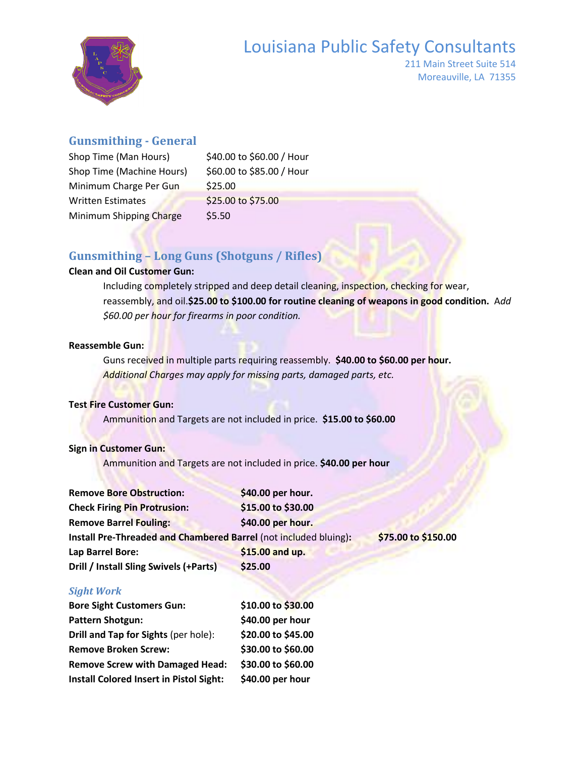# Louisiana Public Safety Consultants

211 Main Street Suite 514
Moreauville, LA 71355

## Gunsmithing - General

| | |
|---|---|
| Shop Time (Man Hours) | $40.00 to $60.00 / Hour |
| Shop Time (Machine Hours) | $60.00 to $85.00 / Hour |
| Minimum Charge Per Gun | $25.00 |
| Written Estimates | $25.00 to $75.00 |
| Minimum Shipping Charge | $5.50 |

## Gunsmithing – Long Guns (Shotguns / Rifles)

**Clean and Oil Customer Gun:**

Including completely stripped and deep detail cleaning, inspection, checking for wear, reassembly, and oil.**$25.00 to $100.00 for routine cleaning of weapons in good condition.** A*dd $60.00 per hour for firearms in poor condition.*

**Reassemble Gun:**

Guns received in multiple parts requiring reassembly. **$40.00 to $60.00 per hour.** *Additional Charges may apply for missing parts, damaged parts, etc.*

**Test Fire Customer Gun:**

Ammunition and Targets are not included in price. **$15.00 to $60.00**

**Sign in Customer Gun:**

Ammunition and Targets are not included in price. **$40.00 per hour**

**Remove Bore Obstruction:** **$40.00 per hour.**
**Check Firing Pin Protrusion:** **$15.00 to $30.00**
**Remove Barrel Fouling:** **$40.00 per hour.**
**Install Pre-Threaded and Chambered Barrel** (not included bluing)**:** **$75.00 to $150.00**
**Lap Barrel Bore:** **$15.00 and up.**
**Drill / Install Sling Swivels (+Parts)** **$25.00**

### *Sight Work*

**Bore Sight Customers Gun:** **$10.00 to $30.00**
**Pattern Shotgun:** **$40.00 per hour**
**Drill and Tap for Sights** (per hole): **$20.00 to $45.00**
**Remove Broken Screw:** **$30.00 to $60.00**
**Remove Screw with Damaged Head:** **$30.00 to $60.00**
**Install Colored Insert in Pistol Sight:** **$40.00 per hour**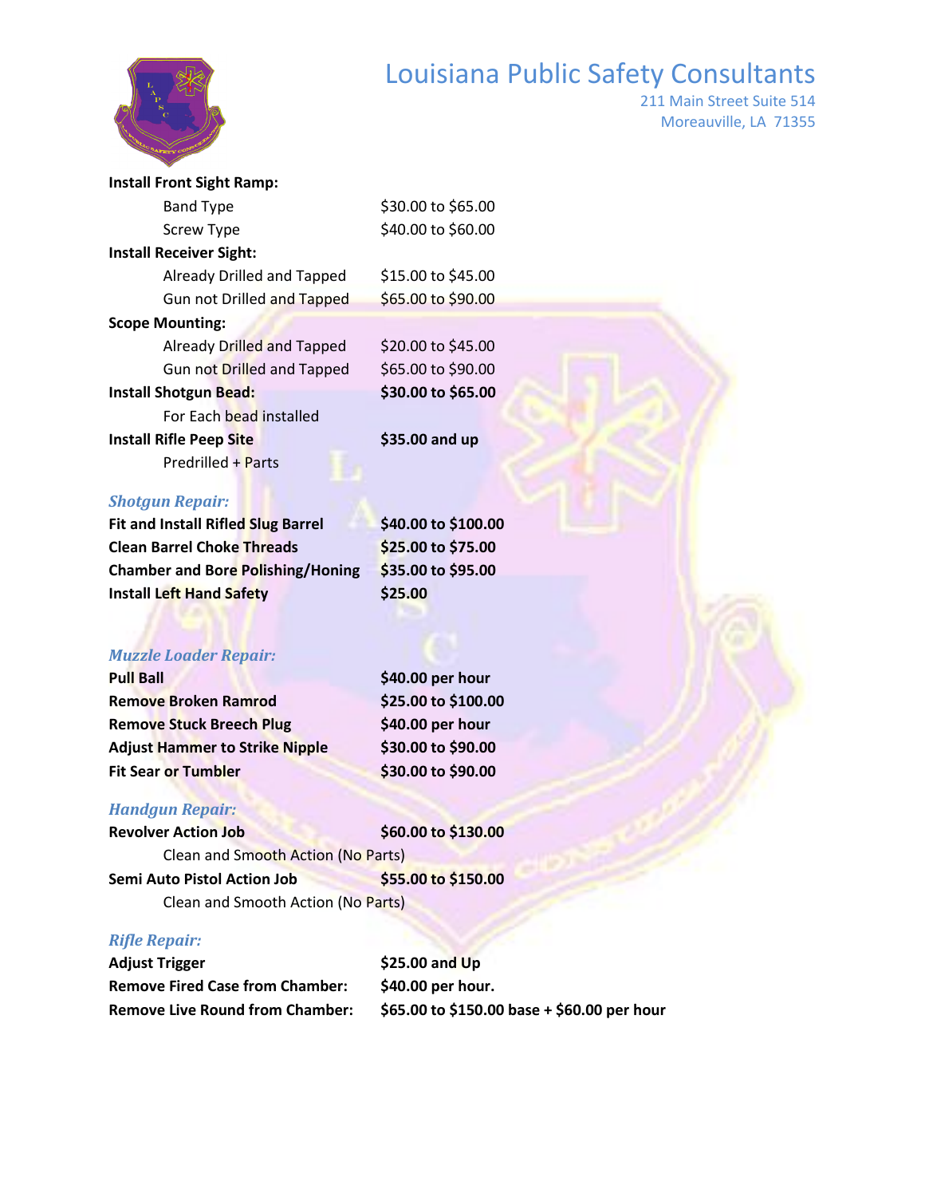# Louisiana Public Safety Consultants

211 Main Street Suite 514
Moreauville, LA 71355

| | |
|---|---|
| **Install Front Sight Ramp:** | |
| Band Type | $30.00 to $65.00 |
| Screw Type | $40.00 to $60.00 |
| **Install Receiver Sight:** | |
| Already Drilled and Tapped | $15.00 to $45.00 |
| Gun not Drilled and Tapped | $65.00 to $90.00 |
| **Scope Mounting:** | |
| Already Drilled and Tapped | $20.00 to $45.00 |
| Gun not Drilled and Tapped | $65.00 to $90.00 |
| **Install Shotgun Bead:** | **$30.00 to $65.00** |
| For Each bead installed | |
| **Install Rifle Peep Site** | **$35.00 and up** |
| Predrilled + Parts | |

### *Shotgun Repair:*

| | |
|---|---|
| **Fit and Install Rifled Slug Barrel** | **$40.00 to $100.00** |
| **Clean Barrel Choke Threads** | **$25.00 to $75.00** |
| **Chamber and Bore Polishing/Honing** | **$35.00 to $95.00** |
| **Install Left Hand Safety** | **$25.00** |

### *Muzzle Loader Repair:*

| | |
|---|---|
| **Pull Ball** | **$40.00 per hour** |
| **Remove Broken Ramrod** | **$25.00 to $100.00** |
| **Remove Stuck Breech Plug** | **$40.00 per hour** |
| **Adjust Hammer to Strike Nipple** | **$30.00 to $90.00** |
| **Fit Sear or Tumbler** | **$30.00 to $90.00** |

### *Handgun Repair:*

| | |
|---|---|
| **Revolver Action Job** | **$60.00 to $130.00** |
| Clean and Smooth Action (No Parts) | |
| **Semi Auto Pistol Action Job** | **$55.00 to $150.00** |
| Clean and Smooth Action (No Parts) | |

### *Rifle Repair:*

| | |
|---|---|
| **Adjust Trigger** | **$25.00 and Up** |
| **Remove Fired Case from Chamber:** | **$40.00 per hour.** |
| **Remove Live Round from Chamber:** | **$65.00 to $150.00 base + $60.00 per hour** |